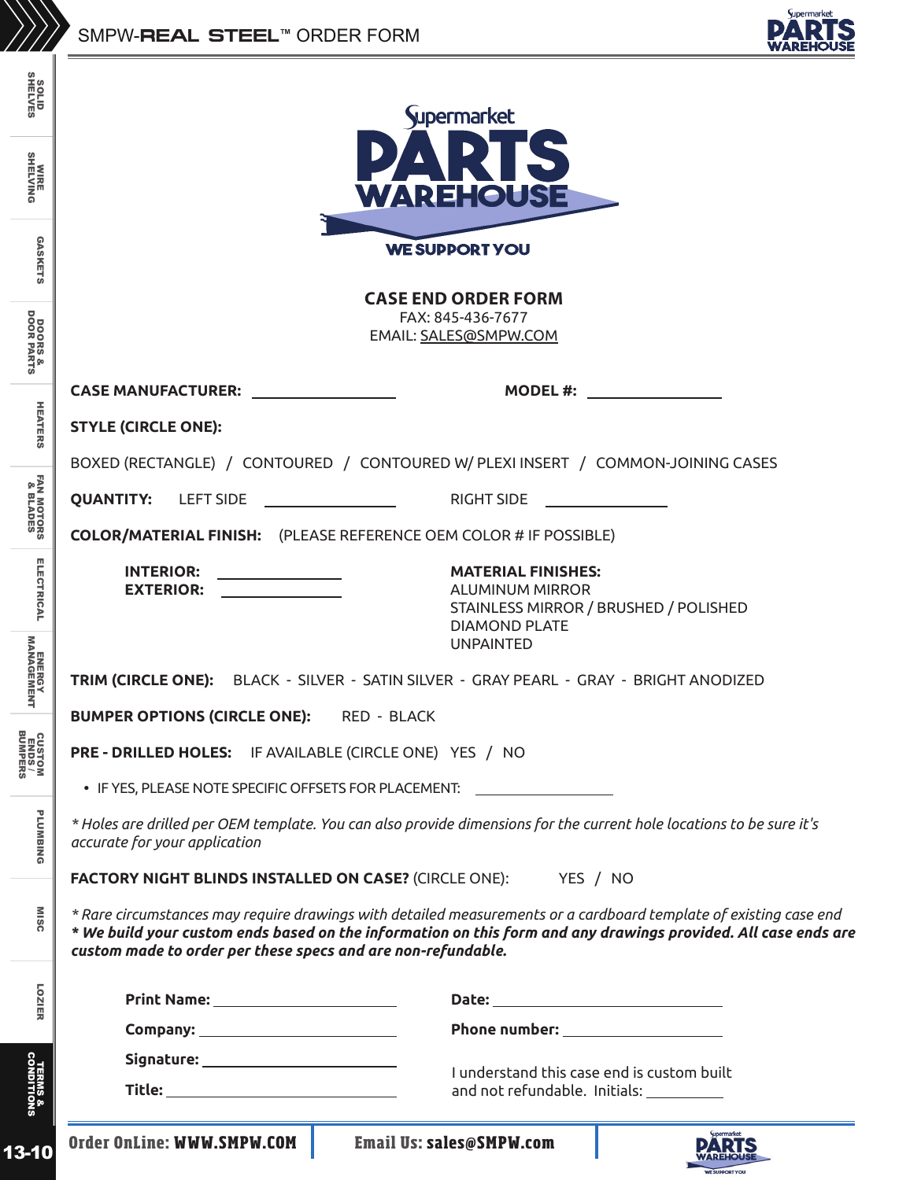# CASE END ORDER FORM

FAX: 845-436-7677

EMAIL: SALES@SMPW.COM

**CASE MANUFACTURER:** ____________________ **MODEL #:** ____________________

**STYLE (CIRCLE ONE):**

BOXED (RECTANGLE) / CONTOURED / CONTOURED W/ PLEXI INSERT / COMMON-JOINING CASES

**QUANTITY:** LEFT SIDE ____________________ RIGHT SIDE ____________________

**COLOR/MATERIAL FINISH:** (PLEASE REFERENCE OEM COLOR # IF POSSIBLE)

**INTERIOR:** ____________________

**EXTERIOR:** ____________________

**MATERIAL FINISHES:**

ALUMINUM MIRROR

STAINLESS MIRROR / BRUSHED / POLISHED

DIAMOND PLATE

UNPAINTED

**TRIM (CIRCLE ONE):** BLACK - SILVER - SATIN SILVER - GRAY PEARL - GRAY - BRIGHT ANODIZED

**BUMPER OPTIONS (CIRCLE ONE):** RED - BLACK

**PRE - DRILLED HOLES:** IF AVAILABLE (CIRCLE ONE) YES / NO

- IF YES, PLEASE NOTE SPECIFIC OFFSETS FOR PLACEMENT: ____________________

*\* Holes are drilled per OEM template. You can also provide dimensions for the current hole locations to be sure it's accurate for your application*

**FACTORY NIGHT BLINDS INSTALLED ON CASE?** (CIRCLE ONE): YES / NO

*\* Rare circumstances may require drawings with detailed measurements or a cardboard template of existing case end*

***\* We build your custom ends based on the information on this form and any drawings provided. All case ends are custom made to order per these specs and are non-refundable.***

**Print Name:** ____________________ **Date:** ____________________

**Company:** ____________________ **Phone number:** ____________________

**Signature:** ____________________

**Title:** ____________________

I understand this case end is custom built and not refundable. Initials: __________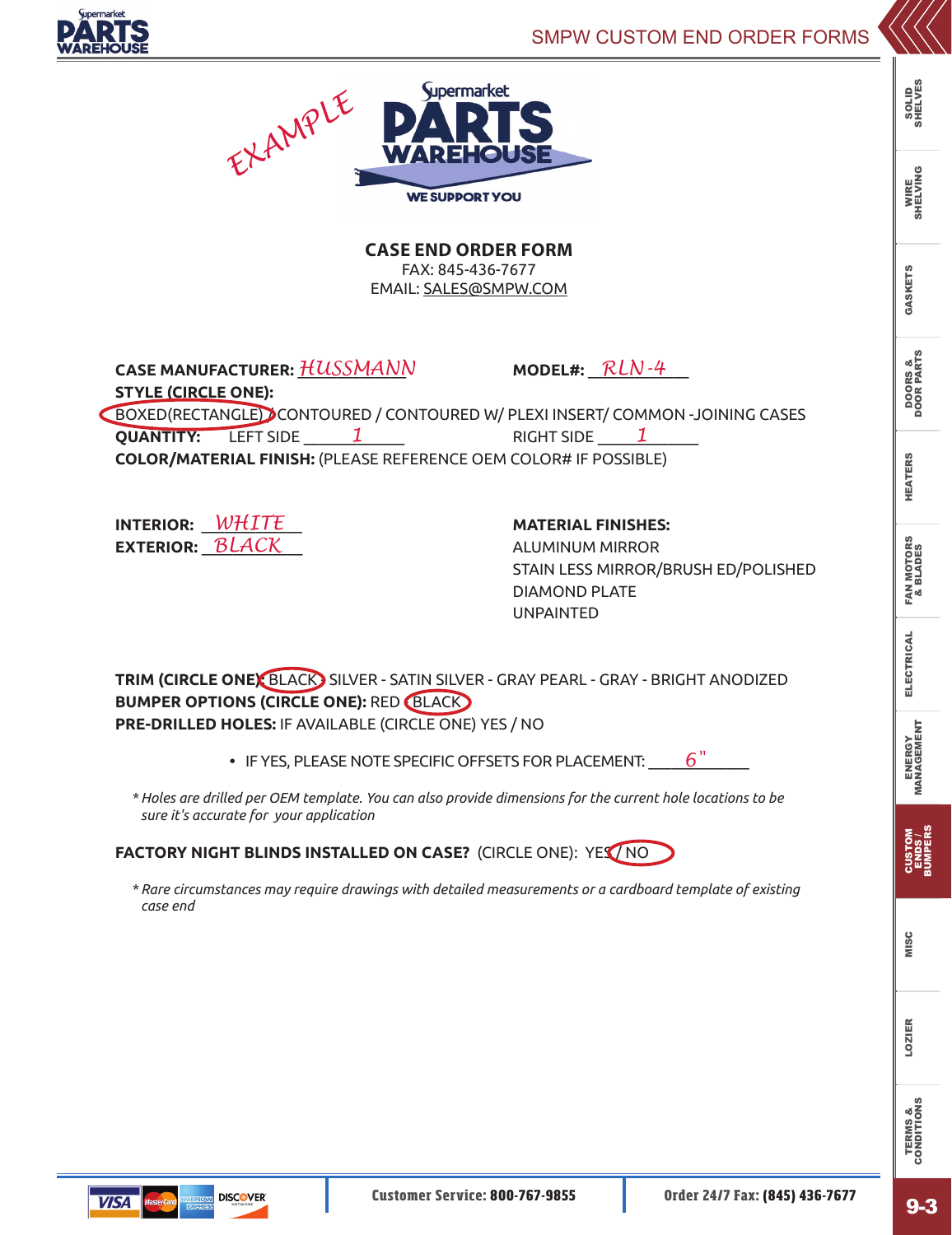EXAMPLE

Supermarket PARTS WAREHOUSE

WE SUPPORT YOU

## CASE END ORDER FORM

FAX: 845-436-7677
EMAIL: SALES@SMPW.COM

**CASE MANUFACTURER:** HUSSMANN **MODEL#:** RLN-4

**STYLE (CIRCLE ONE):**

BOXED(RECTANGLE) / CONTOURED / CONTOURED W/ PLEXI INSERT/ COMMON -JOINING CASES

**QUANTITY:** LEFT SIDE 1 RIGHT SIDE 1

**COLOR/MATERIAL FINISH:** (PLEASE REFERENCE OEM COLOR# IF POSSIBLE)

**INTERIOR:** WHITE
**EXTERIOR:** BLACK

**MATERIAL FINISHES:**
ALUMINUM MIRROR
STAIN LESS MIRROR/BRUSH ED/POLISHED
DIAMOND PLATE
UNPAINTED

**TRIM (CIRCLE ONE):** BLACK - SILVER - SATIN SILVER - GRAY PEARL - GRAY - BRIGHT ANODIZED
**BUMPER OPTIONS (CIRCLE ONE):** RED - BLACK
**PRE-DRILLED HOLES:** IF AVAILABLE (CIRCLE ONE) YES / NO

- IF YES, PLEASE NOTE SPECIFIC OFFSETS FOR PLACEMENT: 6"

*\* Holes are drilled per OEM template. You can also provide dimensions for the current hole locations to be sure it's accurate for your application*

**FACTORY NIGHT BLINDS INSTALLED ON CASE?** (CIRCLE ONE): YES / NO

*\* Rare circumstances may require drawings with detailed measurements or a cardboard template of existing case end*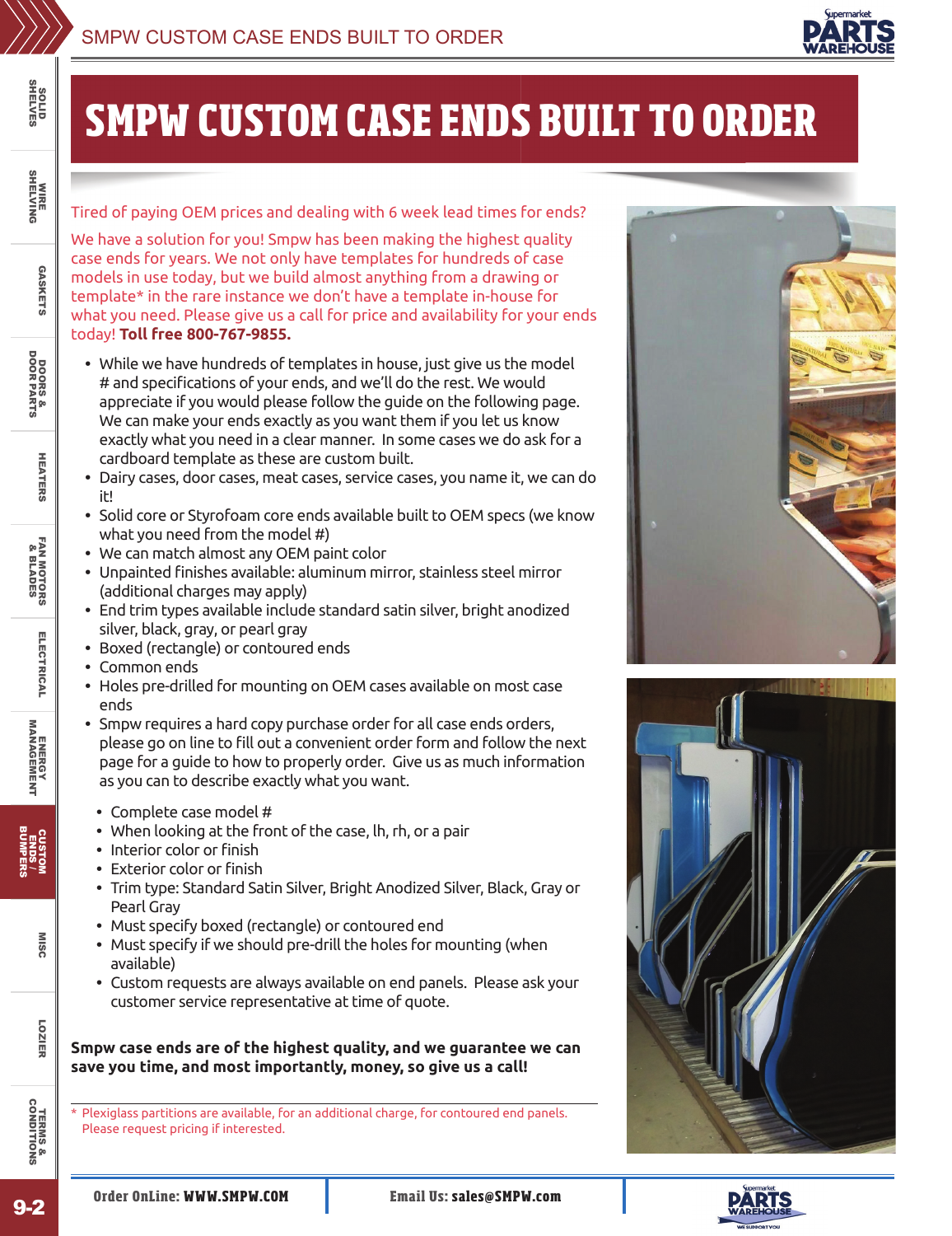# SMPW CUSTOM CASE ENDS BUILT TO ORDER

Tired of paying OEM prices and dealing with 6 week lead times for ends?

We have a solution for you! Smpw has been making the highest quality case ends for years. We not only have templates for hundreds of case models in use today, but we build almost anything from a drawing or template* in the rare instance we don't have a template in-house for what you need. Please give us a call for price and availability for your ends today! **Toll free 800-767-9855.**

- While we have hundreds of templates in house, just give us the model # and specifications of your ends, and we'll do the rest. We would appreciate if you would please follow the guide on the following page. We can make your ends exactly as you want them if you let us know exactly what you need in a clear manner. In some cases we do ask for a cardboard template as these are custom built.
- Dairy cases, door cases, meat cases, service cases, you name it, we can do it!
- Solid core or Styrofoam core ends available built to OEM specs (we know what you need from the model #)
- We can match almost any OEM paint color
- Unpainted finishes available: aluminum mirror, stainless steel mirror (additional charges may apply)
- End trim types available include standard satin silver, bright anodized silver, black, gray, or pearl gray
- Boxed (rectangle) or contoured ends
- Common ends
- Holes pre-drilled for mounting on OEM cases available on most case ends
- Smpw requires a hard copy purchase order for all case ends orders, please go on line to fill out a convenient order form and follow the next page for a guide to how to properly order. Give us as much information as you can to describe exactly what you want.

  - Complete case model #
  - When looking at the front of the case, lh, rh, or a pair
  - Interior color or finish
  - Exterior color or finish
  - Trim type: Standard Satin Silver, Bright Anodized Silver, Black, Gray or Pearl Gray
  - Must specify boxed (rectangle) or contoured end
  - Must specify if we should pre-drill the holes for mounting (when available)
  - Custom requests are always available on end panels. Please ask your customer service representative at time of quote.

**Smpw case ends are of the highest quality, and we guarantee we can save you time, and most importantly, money, so give us a call!**

\* Plexiglass partitions are available, for an additional charge, for contoured end panels. Please request pricing if interested.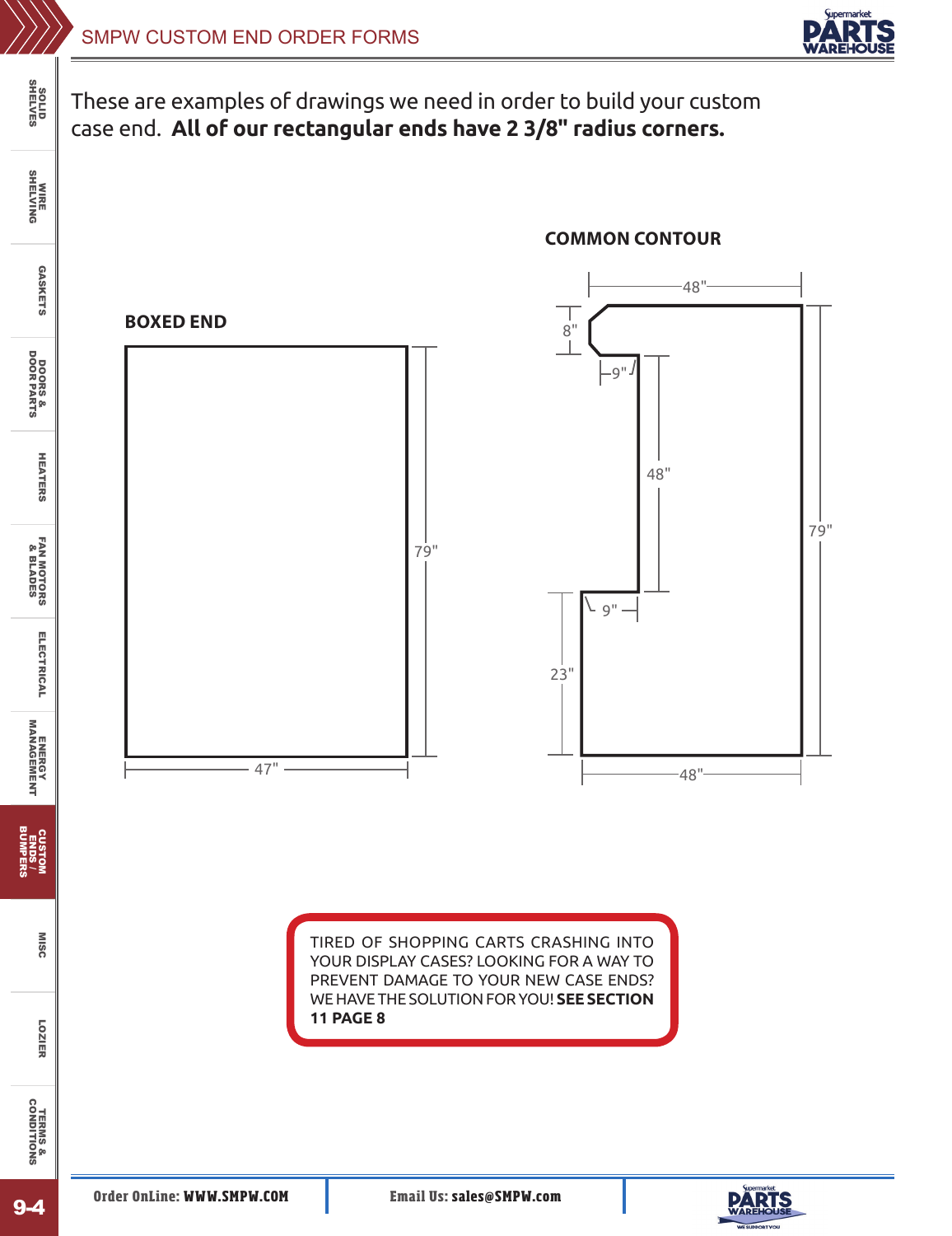These are examples of drawings we need in order to build your custom case end. **All of our rectangular ends have 2 3/8" radius corners.**

**BOXED END**

79"

47"

**COMMON CONTOUR**

48"

8"

9"

48"

79"

9"

23"

48"

TIRED OF SHOPPING CARTS CRASHING INTO YOUR DISPLAY CASES? LOOKING FOR A WAY TO PREVENT DAMAGE TO YOUR NEW CASE ENDS? WE HAVE THE SOLUTION FOR YOU! **SEE SECTION 11 PAGE 8**